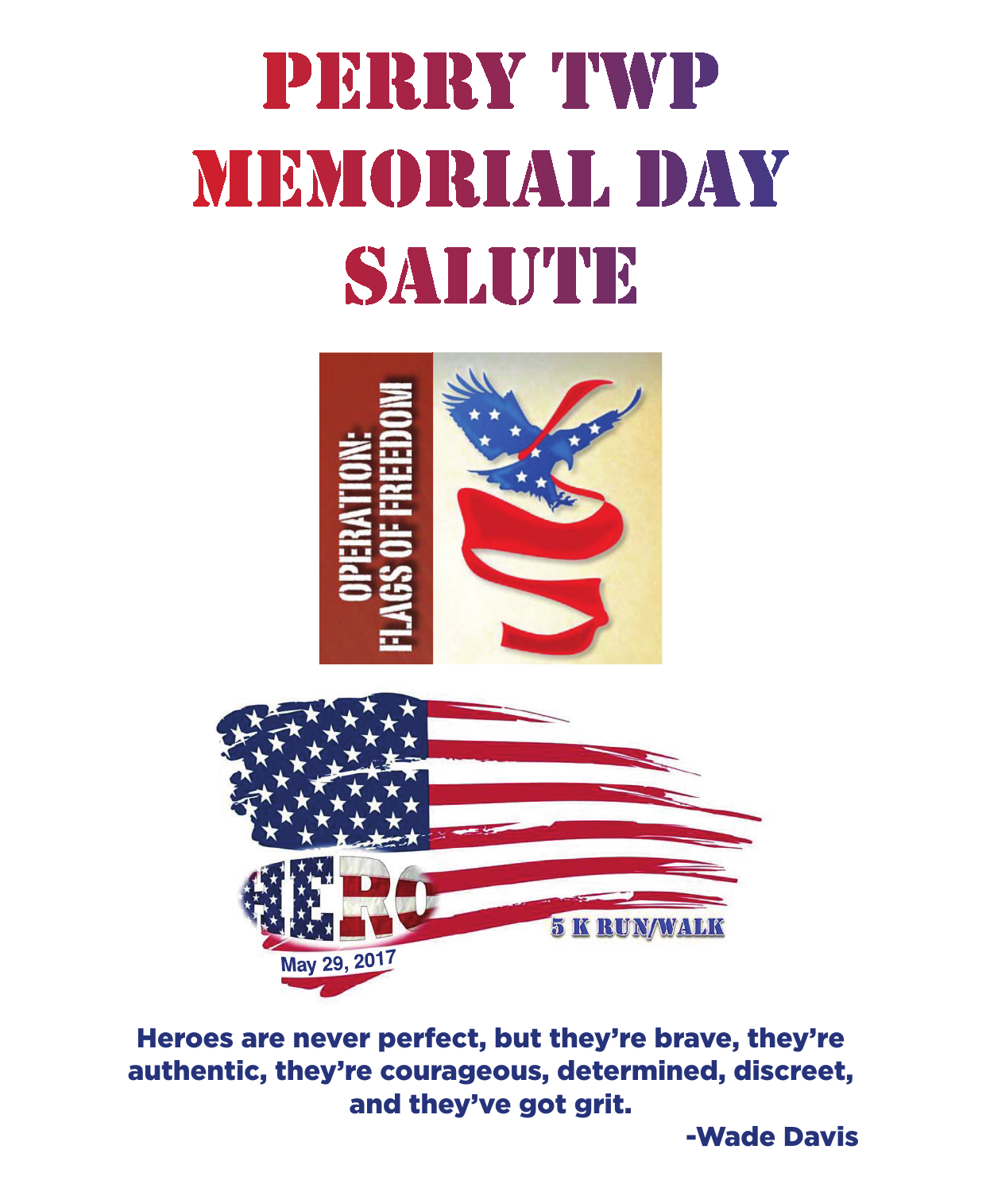# PERRY TWP MEMORIAL DAY SALUTE

OPERATION: FLAGS OF FREEDOM

HERO 5 K RUN/WALK

May 29, 2017

**Heroes are never perfect, but they're brave, they're authentic, they're courageous, determined, discreet, and they've got grit.**

**-Wade Davis**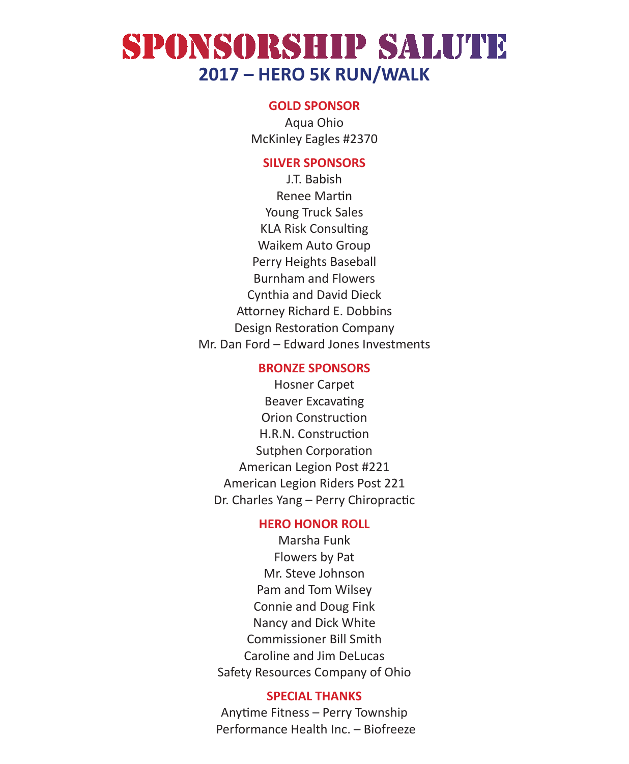# SPONSORSHIP SALUTE

## 2017 – HERO 5K RUN/WALK

### GOLD SPONSOR

Aqua Ohio
McKinley Eagles #2370

### SILVER SPONSORS

J.T. Babish
Renee Martin
Young Truck Sales
KLA Risk Consulting
Waikem Auto Group
Perry Heights Baseball
Burnham and Flowers
Cynthia and David Dieck
Attorney Richard E. Dobbins
Design Restoration Company
Mr. Dan Ford – Edward Jones Investments

### BRONZE SPONSORS

Hosner Carpet
Beaver Excavating
Orion Construction
H.R.N. Construction
Sutphen Corporation
American Legion Post #221
American Legion Riders Post 221
Dr. Charles Yang – Perry Chiropractic

### HERO HONOR ROLL

Marsha Funk
Flowers by Pat
Mr. Steve Johnson
Pam and Tom Wilsey
Connie and Doug Fink
Nancy and Dick White
Commissioner Bill Smith
Caroline and Jim DeLucas
Safety Resources Company of Ohio

### SPECIAL THANKS

Anytime Fitness – Perry Township
Performance Health Inc. – Biofreeze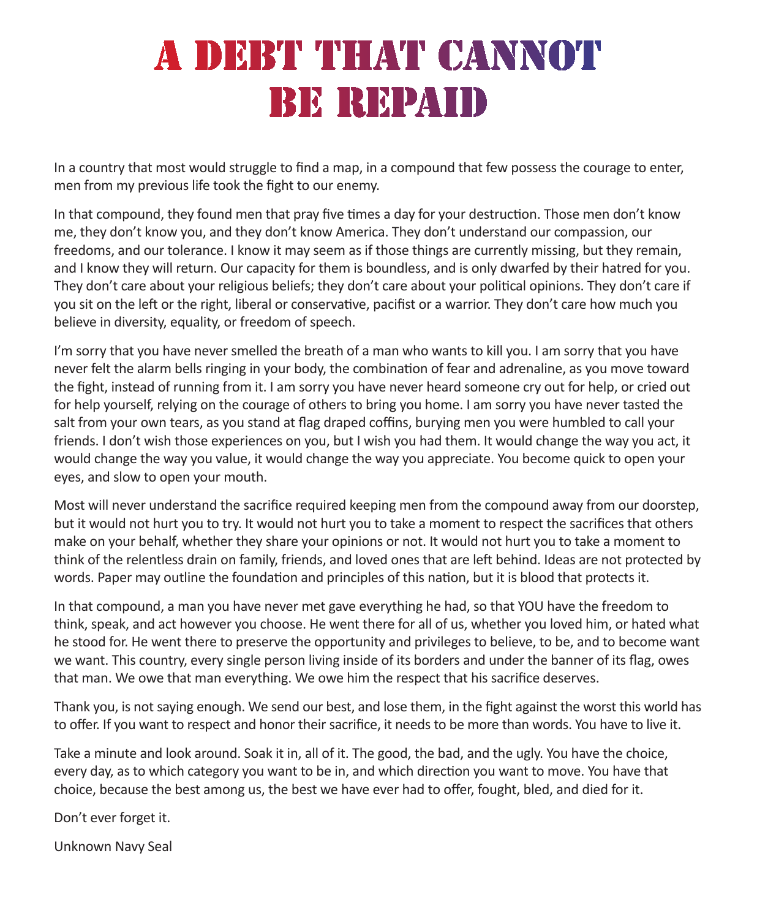# A DEBT THAT CANNOT BE REPAID

In a country that most would struggle to find a map, in a compound that few possess the courage to enter, men from my previous life took the fight to our enemy.

In that compound, they found men that pray five times a day for your destruction. Those men don't know me, they don't know you, and they don't know America. They don't understand our compassion, our freedoms, and our tolerance. I know it may seem as if those things are currently missing, but they remain, and I know they will return. Our capacity for them is boundless, and is only dwarfed by their hatred for you. They don't care about your religious beliefs; they don't care about your political opinions. They don't care if you sit on the left or the right, liberal or conservative, pacifist or a warrior. They don't care how much you believe in diversity, equality, or freedom of speech.

I'm sorry that you have never smelled the breath of a man who wants to kill you. I am sorry that you have never felt the alarm bells ringing in your body, the combination of fear and adrenaline, as you move toward the fight, instead of running from it. I am sorry you have never heard someone cry out for help, or cried out for help yourself, relying on the courage of others to bring you home. I am sorry you have never tasted the salt from your own tears, as you stand at flag draped coffins, burying men you were humbled to call your friends. I don't wish those experiences on you, but I wish you had them. It would change the way you act, it would change the way you value, it would change the way you appreciate. You become quick to open your eyes, and slow to open your mouth.

Most will never understand the sacrifice required keeping men from the compound away from our doorstep, but it would not hurt you to try. It would not hurt you to take a moment to respect the sacrifices that others make on your behalf, whether they share your opinions or not. It would not hurt you to take a moment to think of the relentless drain on family, friends, and loved ones that are left behind. Ideas are not protected by words. Paper may outline the foundation and principles of this nation, but it is blood that protects it.

In that compound, a man you have never met gave everything he had, so that YOU have the freedom to think, speak, and act however you choose. He went there for all of us, whether you loved him, or hated what he stood for. He went there to preserve the opportunity and privileges to believe, to be, and to become want we want. This country, every single person living inside of its borders and under the banner of its flag, owes that man. We owe that man everything. We owe him the respect that his sacrifice deserves.

Thank you, is not saying enough. We send our best, and lose them, in the fight against the worst this world has to offer. If you want to respect and honor their sacrifice, it needs to be more than words. You have to live it.

Take a minute and look around. Soak it in, all of it. The good, the bad, and the ugly. You have the choice, every day, as to which category you want to be in, and which direction you want to move. You have that choice, because the best among us, the best we have ever had to offer, fought, bled, and died for it.

Don't ever forget it.

Unknown Navy Seal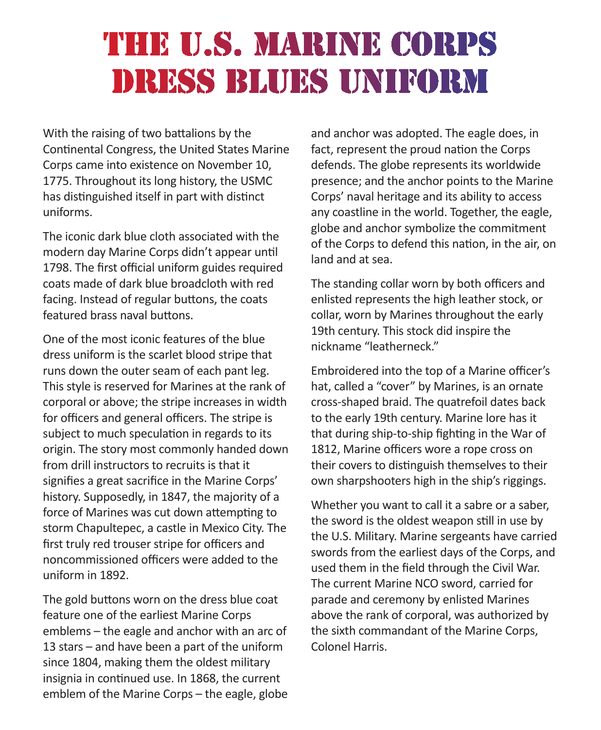# THE U.S. MARINE CORPS DRESS BLUES UNIFORM

With the raising of two battalions by the Continental Congress, the United States Marine Corps came into existence on November 10, 1775. Throughout its long history, the USMC has distinguished itself in part with distinct uniforms.

The iconic dark blue cloth associated with the modern day Marine Corps didn't appear until 1798. The first official uniform guides required coats made of dark blue broadcloth with red facing. Instead of regular buttons, the coats featured brass naval buttons.

One of the most iconic features of the blue dress uniform is the scarlet blood stripe that runs down the outer seam of each pant leg. This style is reserved for Marines at the rank of corporal or above; the stripe increases in width for officers and general officers. The stripe is subject to much speculation in regards to its origin. The story most commonly handed down from drill instructors to recruits is that it signifies a great sacrifice in the Marine Corps' history. Supposedly, in 1847, the majority of a force of Marines was cut down attempting to storm Chapultepec, a castle in Mexico City. The first truly red trouser stripe for officers and noncommissioned officers were added to the uniform in 1892.

The gold buttons worn on the dress blue coat feature one of the earliest Marine Corps emblems – the eagle and anchor with an arc of 13 stars – and have been a part of the uniform since 1804, making them the oldest military insignia in continued use. In 1868, the current emblem of the Marine Corps – the eagle, globe and anchor was adopted. The eagle does, in fact, represent the proud nation the Corps defends. The globe represents its worldwide presence; and the anchor points to the Marine Corps' naval heritage and its ability to access any coastline in the world. Together, the eagle, globe and anchor symbolize the commitment of the Corps to defend this nation, in the air, on land and at sea.

The standing collar worn by both officers and enlisted represents the high leather stock, or collar, worn by Marines throughout the early 19th century. This stock did inspire the nickname "leatherneck."

Embroidered into the top of a Marine officer's hat, called a "cover" by Marines, is an ornate cross-shaped braid. The quatrefoil dates back to the early 19th century. Marine lore has it that during ship-to-ship fighting in the War of 1812, Marine officers wore a rope cross on their covers to distinguish themselves to their own sharpshooters high in the ship's riggings.

Whether you want to call it a sabre or a saber, the sword is the oldest weapon still in use by the U.S. Military. Marine sergeants have carried swords from the earliest days of the Corps, and used them in the field through the Civil War. The current Marine NCO sword, carried for parade and ceremony by enlisted Marines above the rank of corporal, was authorized by the sixth commandant of the Marine Corps, Colonel Harris.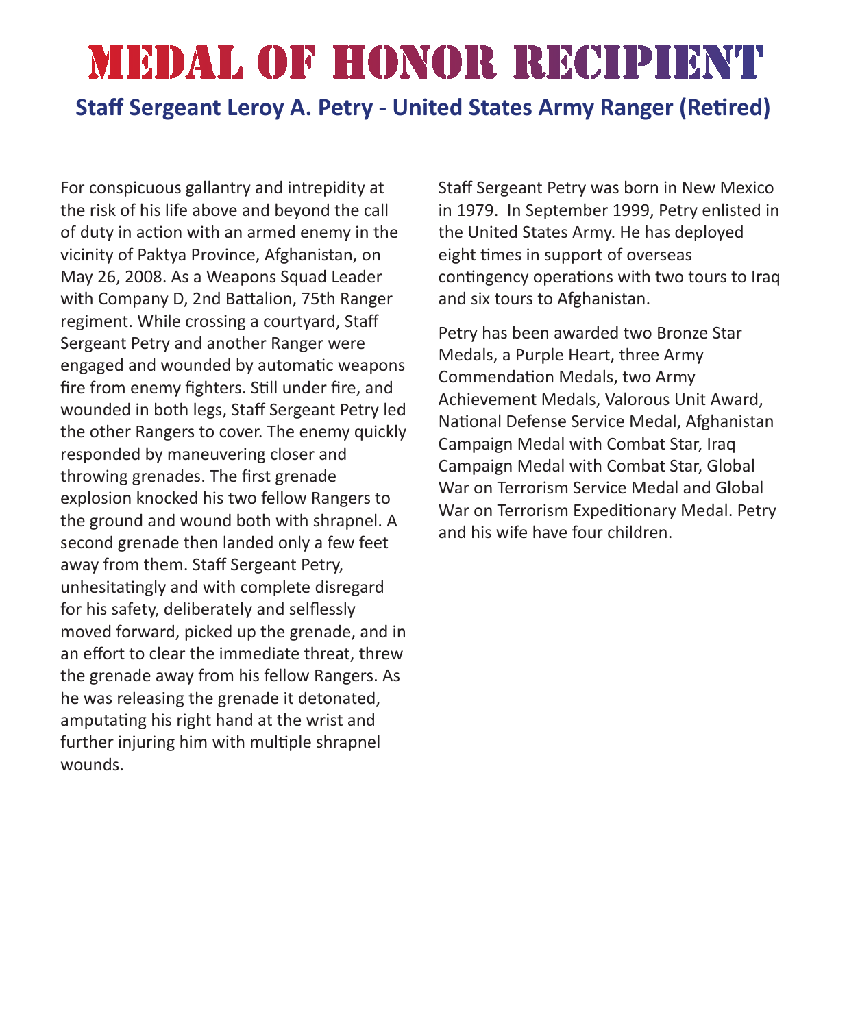# MEDAL OF HONOR RECIPIENT

## Staff Sergeant Leroy A. Petry - United States Army Ranger (Retired)

For conspicuous gallantry and intrepidity at the risk of his life above and beyond the call of duty in action with an armed enemy in the vicinity of Paktya Province, Afghanistan, on May 26, 2008. As a Weapons Squad Leader with Company D, 2nd Battalion, 75th Ranger regiment. While crossing a courtyard, Staff Sergeant Petry and another Ranger were engaged and wounded by automatic weapons fire from enemy fighters. Still under fire, and wounded in both legs, Staff Sergeant Petry led the other Rangers to cover. The enemy quickly responded by maneuvering closer and throwing grenades. The first grenade explosion knocked his two fellow Rangers to the ground and wound both with shrapnel. A second grenade then landed only a few feet away from them. Staff Sergeant Petry, unhesitatingly and with complete disregard for his safety, deliberately and selflessly moved forward, picked up the grenade, and in an effort to clear the immediate threat, threw the grenade away from his fellow Rangers. As he was releasing the grenade it detonated, amputating his right hand at the wrist and further injuring him with multiple shrapnel wounds.

Staff Sergeant Petry was born in New Mexico in 1979. In September 1999, Petry enlisted in the United States Army. He has deployed eight times in support of overseas contingency operations with two tours to Iraq and six tours to Afghanistan.

Petry has been awarded two Bronze Star Medals, a Purple Heart, three Army Commendation Medals, two Army Achievement Medals, Valorous Unit Award, National Defense Service Medal, Afghanistan Campaign Medal with Combat Star, Iraq Campaign Medal with Combat Star, Global War on Terrorism Service Medal and Global War on Terrorism Expeditionary Medal. Petry and his wife have four children.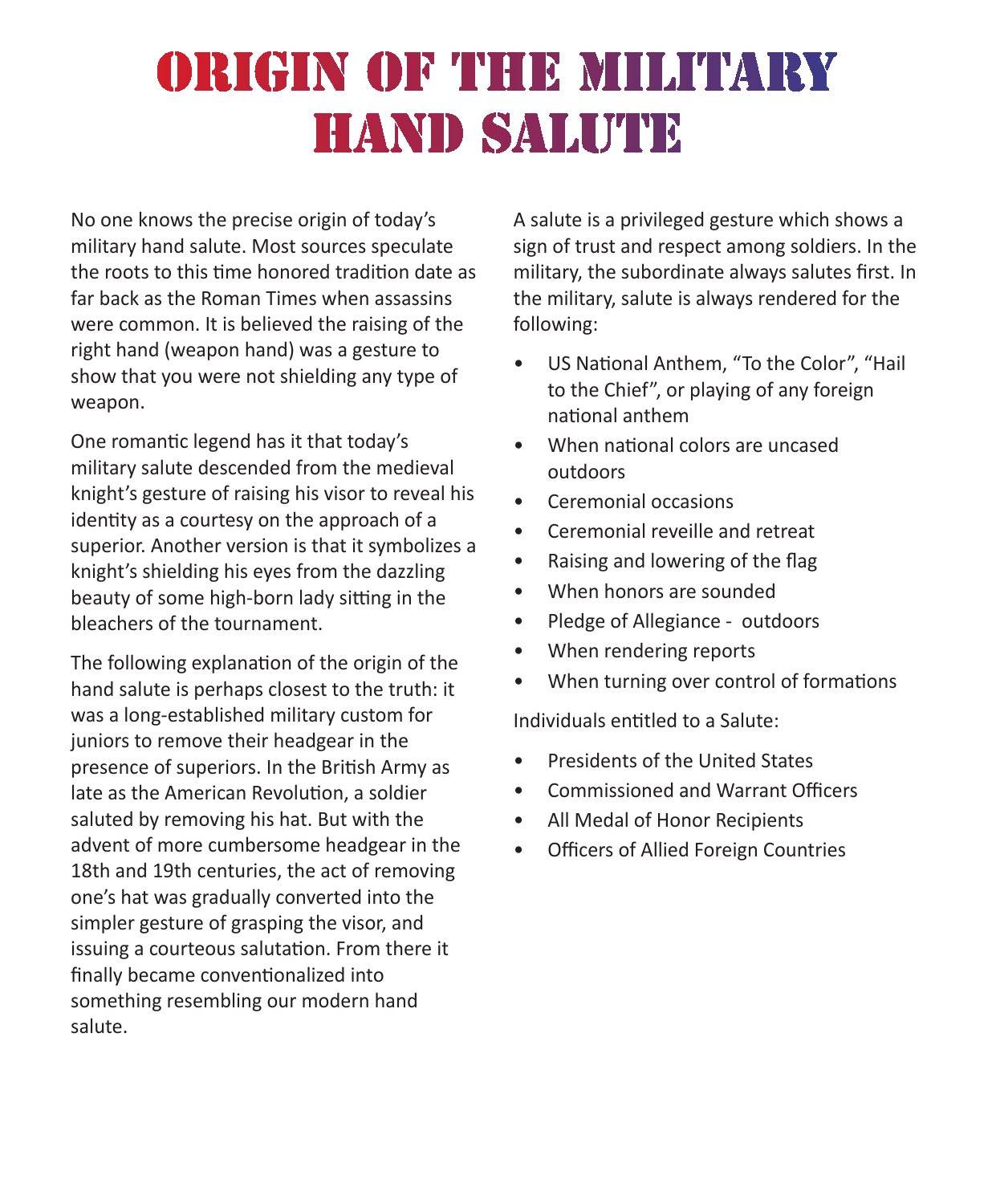# Origin of the Military Hand Salute

No one knows the precise origin of today's military hand salute. Most sources speculate the roots to this time honored tradition date as far back as the Roman Times when assassins were common. It is believed the raising of the right hand (weapon hand) was a gesture to show that you were not shielding any type of weapon.

One romantic legend has it that today's military salute descended from the medieval knight's gesture of raising his visor to reveal his identity as a courtesy on the approach of a superior. Another version is that it symbolizes a knight's shielding his eyes from the dazzling beauty of some high-born lady sitting in the bleachers of the tournament.

The following explanation of the origin of the hand salute is perhaps closest to the truth: it was a long-established military custom for juniors to remove their headgear in the presence of superiors. In the British Army as late as the American Revolution, a soldier saluted by removing his hat. But with the advent of more cumbersome headgear in the 18th and 19th centuries, the act of removing one's hat was gradually converted into the simpler gesture of grasping the visor, and issuing a courteous salutation. From there it finally became conventionalized into something resembling our modern hand salute.

A salute is a privileged gesture which shows a sign of trust and respect among soldiers. In the military, the subordinate always salutes first. In the military, salute is always rendered for the following:

- US National Anthem, "To the Color", "Hail to the Chief", or playing of any foreign national anthem
- When national colors are uncased outdoors
- Ceremonial occasions
- Ceremonial reveille and retreat
- Raising and lowering of the flag
- When honors are sounded
- Pledge of Allegiance - outdoors
- When rendering reports
- When turning over control of formations

Individuals entitled to a Salute:

- Presidents of the United States
- Commissioned and Warrant Officers
- All Medal of Honor Recipients
- Officers of Allied Foreign Countries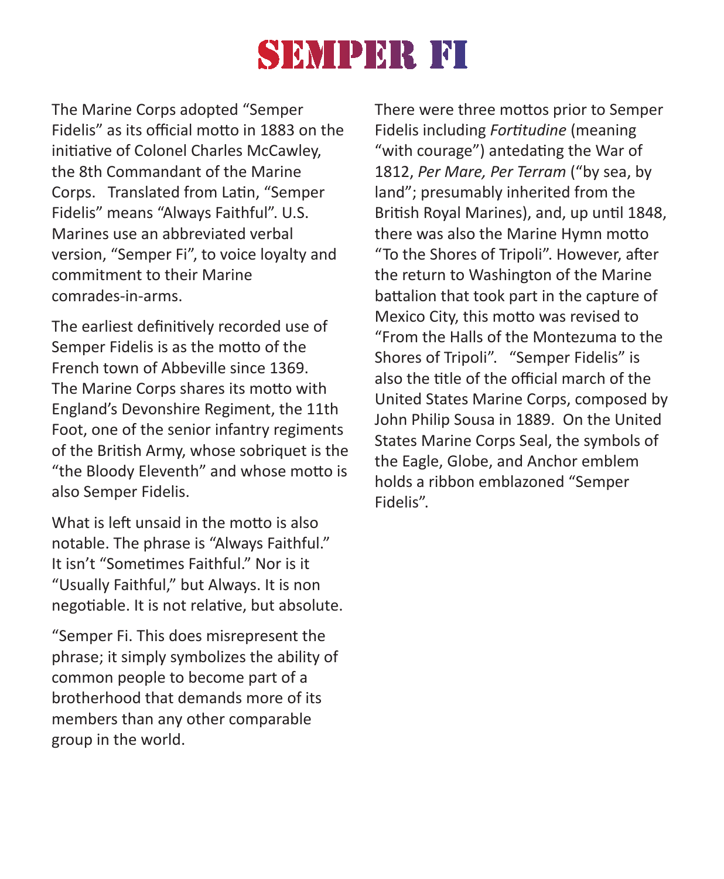# SEMPER FI

The Marine Corps adopted "Semper Fidelis" as its official motto in 1883 on the initiative of Colonel Charles McCawley, the 8th Commandant of the Marine Corps. Translated from Latin, "Semper Fidelis" means "Always Faithful". U.S. Marines use an abbreviated verbal version, "Semper Fi", to voice loyalty and commitment to their Marine comrades-in-arms.

The earliest definitively recorded use of Semper Fidelis is as the motto of the French town of Abbeville since 1369. The Marine Corps shares its motto with England's Devonshire Regiment, the 11th Foot, one of the senior infantry regiments of the British Army, whose sobriquet is the "the Bloody Eleventh" and whose motto is also Semper Fidelis.

What is left unsaid in the motto is also notable. The phrase is "Always Faithful." It isn't "Sometimes Faithful." Nor is it "Usually Faithful," but Always. It is non negotiable. It is not relative, but absolute.

"Semper Fi. This does misrepresent the phrase; it simply symbolizes the ability of common people to become part of a brotherhood that demands more of its members than any other comparable group in the world.

There were three mottos prior to Semper Fidelis including *Fortitudine* (meaning "with courage") antedating the War of 1812, *Per Mare, Per Terram* ("by sea, by land"; presumably inherited from the British Royal Marines), and, up until 1848, there was also the Marine Hymn motto "To the Shores of Tripoli". However, after the return to Washington of the Marine battalion that took part in the capture of Mexico City, this motto was revised to "From the Halls of the Montezuma to the Shores of Tripoli". "Semper Fidelis" is also the title of the official march of the United States Marine Corps, composed by John Philip Sousa in 1889. On the United States Marine Corps Seal, the symbols of the Eagle, Globe, and Anchor emblem holds a ribbon emblazoned "Semper Fidelis".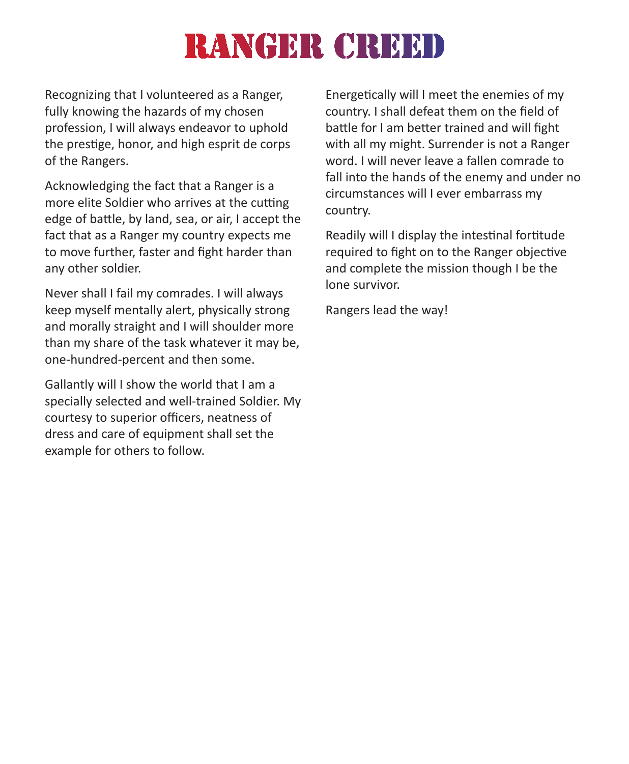# RANGER CREED

Recognizing that I volunteered as a Ranger, fully knowing the hazards of my chosen profession, I will always endeavor to uphold the prestige, honor, and high esprit de corps of the Rangers.

Acknowledging the fact that a Ranger is a more elite Soldier who arrives at the cutting edge of battle, by land, sea, or air, I accept the fact that as a Ranger my country expects me to move further, faster and fight harder than any other soldier.

Never shall I fail my comrades. I will always keep myself mentally alert, physically strong and morally straight and I will shoulder more than my share of the task whatever it may be, one-hundred-percent and then some.

Gallantly will I show the world that I am a specially selected and well-trained Soldier. My courtesy to superior officers, neatness of dress and care of equipment shall set the example for others to follow.

Energetically will I meet the enemies of my country. I shall defeat them on the field of battle for I am better trained and will fight with all my might. Surrender is not a Ranger word. I will never leave a fallen comrade to fall into the hands of the enemy and under no circumstances will I ever embarrass my country.

Readily will I display the intestinal fortitude required to fight on to the Ranger objective and complete the mission though I be the lone survivor.

Rangers lead the way!